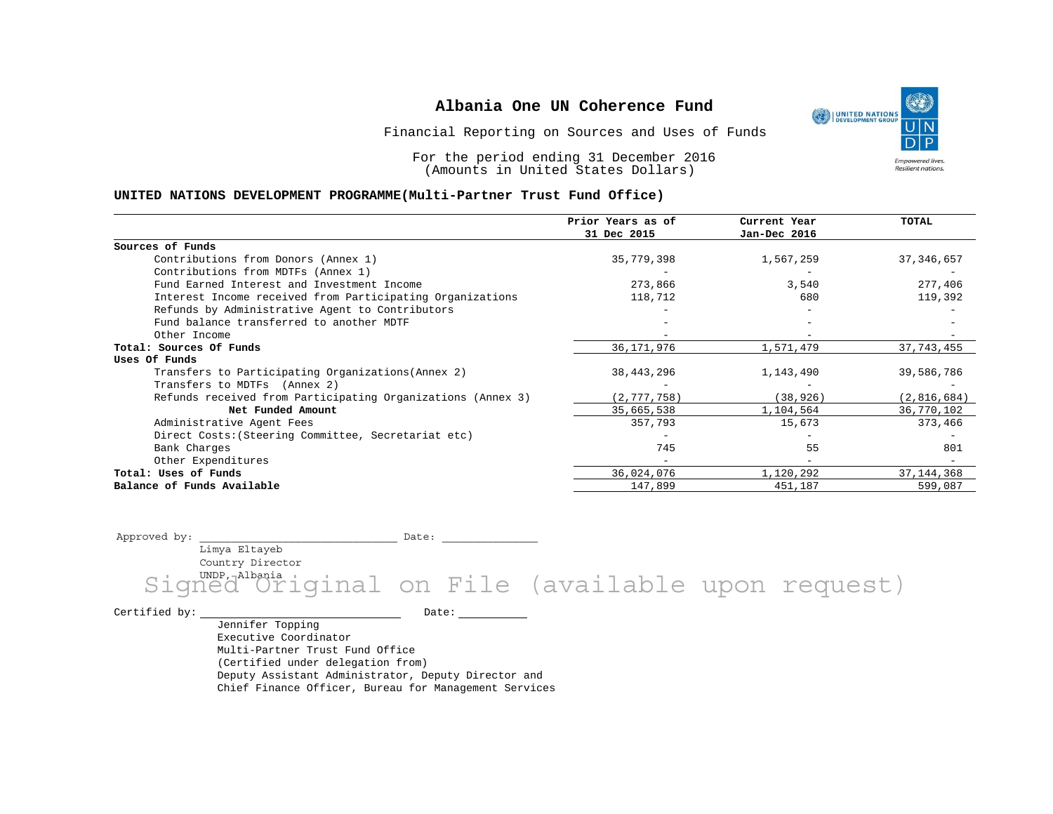# Albania One UN Coherence Fund

Financial Reporting on Sources and Uses of Funds

For the period ending 31 December 2016
(Amounts in United States Dollars)

## UNITED NATIONS DEVELOPMENT PROGRAMME(Multi-Partner Trust Fund Office)

| | Prior Years as of 31 Dec 2015 | Current Year Jan-Dec 2016 | TOTAL |
|---|---|---|---|
| **Sources of Funds** | | | |
| Contributions from Donors (Annex 1) | 35,779,398 | 1,567,259 | 37,346,657 |
| Contributions from MDTFs (Annex 1) | - | - | - |
| Fund Earned Interest and Investment Income | 273,866 | 3,540 | 277,406 |
| Interest Income received from Participating Organizations | 118,712 | 680 | 119,392 |
| Refunds by Administrative Agent to Contributors | - | - | - |
| Fund balance transferred to another MDTF | - | - | - |
| Other Income | - | - | - |
| **Total: Sources Of Funds** | 36,171,976 | 1,571,479 | 37,743,455 |
| **Uses Of Funds** | | | |
| Transfers to Participating Organizations(Annex 2) | 38,443,296 | 1,143,490 | 39,586,786 |
| Transfers to MDTFs (Annex 2) | - | - | - |
| Refunds received from Participating Organizations (Annex 3) | (2,777,758) | (38,926) | (2,816,684) |
| **Net Funded Amount** | 35,665,538 | 1,104,564 | 36,770,102 |
| Administrative Agent Fees | 357,793 | 15,673 | 373,466 |
| Direct Costs:(Steering Committee, Secretariat etc) | - | - | - |
| Bank Charges | 745 | 55 | 801 |
| Other Expenditures | - | - | - |
| **Total: Uses of Funds** | 36,024,076 | 1,120,292 | 37,144,368 |
| **Balance of Funds Available** | 147,899 | 451,187 | 599,087 |

Approved by: ______________________________ Date: _______________

Limya Eltayeb
Country Director
UNDP, Albania

Signed Original on File (available upon request)

Certified by: ______________________________ Date: ___________

Jennifer Topping
Executive Coordinator
Multi-Partner Trust Fund Office
(Certified under delegation from)
Deputy Assistant Administrator, Deputy Director and
Chief Finance Officer, Bureau for Management Services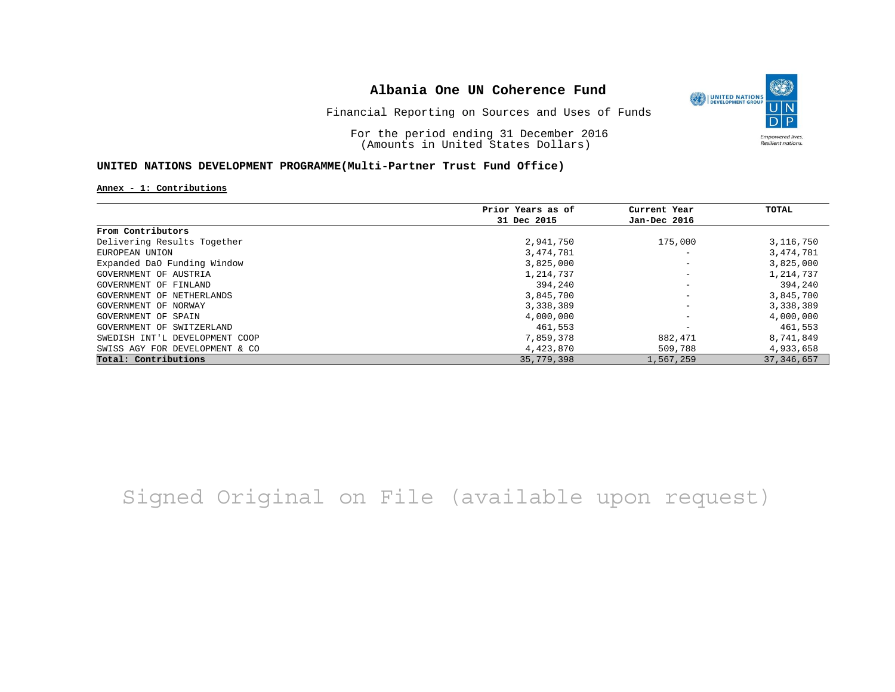# Albania One UN Coherence Fund

Financial Reporting on Sources and Uses of Funds

For the period ending 31 December 2016
(Amounts in United States Dollars)

**UNITED NATIONS DEVELOPMENT PROGRAMME(Multi-Partner Trust Fund Office)**

**Annex - 1: Contributions**

| | Prior Years as of 31 Dec 2015 | Current Year Jan-Dec 2016 | TOTAL |
|---|---|---|---|
| **From Contributors** | | | |
| Delivering Results Together | 2,941,750 | 175,000 | 3,116,750 |
| EUROPEAN UNION | 3,474,781 | - | 3,474,781 |
| Expanded DaO Funding Window | 3,825,000 | - | 3,825,000 |
| GOVERNMENT OF AUSTRIA | 1,214,737 | - | 1,214,737 |
| GOVERNMENT OF FINLAND | 394,240 | - | 394,240 |
| GOVERNMENT OF NETHERLANDS | 3,845,700 | - | 3,845,700 |
| GOVERNMENT OF NORWAY | 3,338,389 | - | 3,338,389 |
| GOVERNMENT OF SPAIN | 4,000,000 | - | 4,000,000 |
| GOVERNMENT OF SWITZERLAND | 461,553 | - | 461,553 |
| SWEDISH INT'L DEVELOPMENT COOP | 7,859,378 | 882,471 | 8,741,849 |
| SWISS AGY FOR DEVELOPMENT & CO | 4,423,870 | 509,788 | 4,933,658 |
| **Total: Contributions** | 35,779,398 | 1,567,259 | 37,346,657 |

Signed Original on File (available upon request)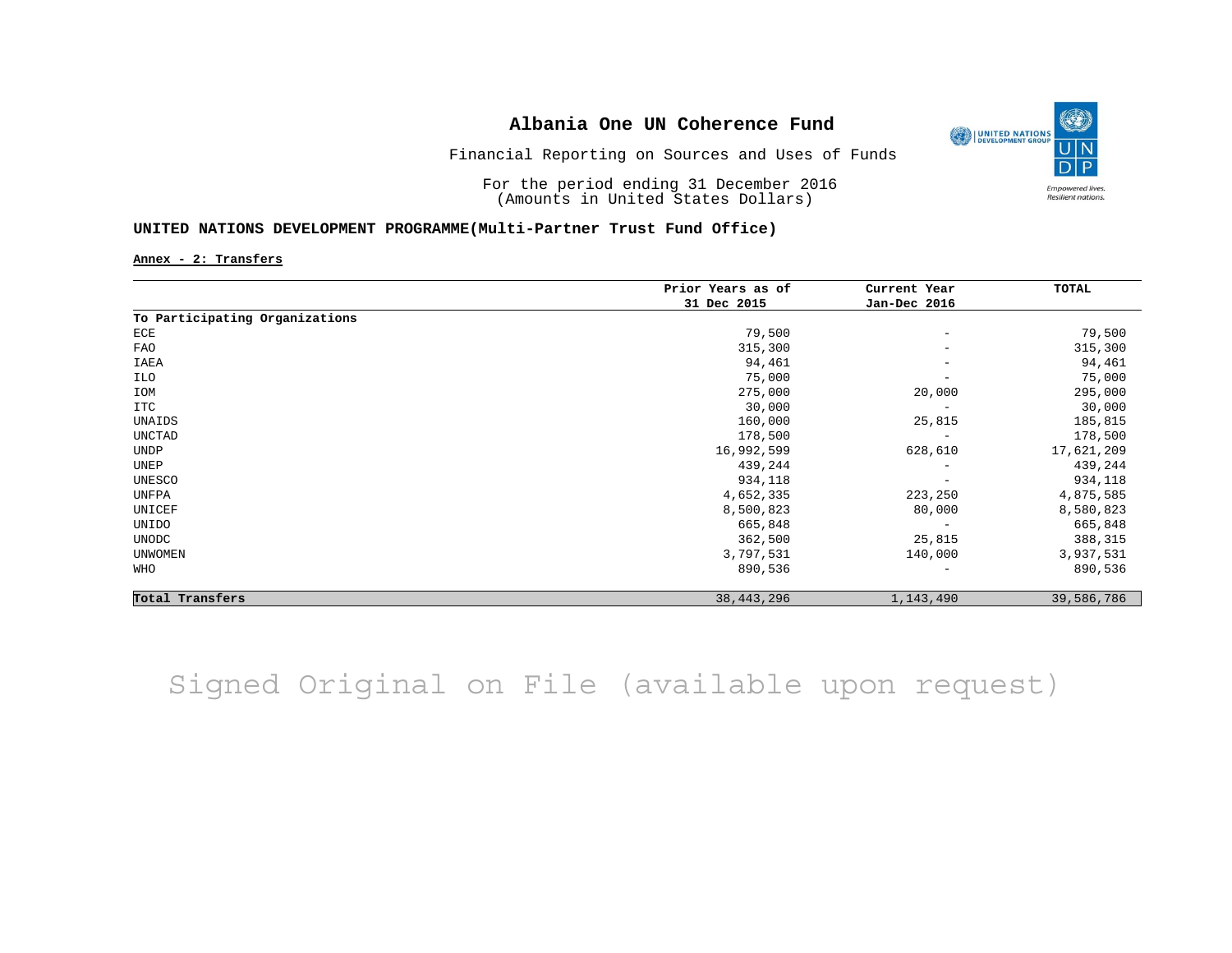# Albania One UN Coherence Fund

Financial Reporting on Sources and Uses of Funds

For the period ending 31 December 2016
(Amounts in United States Dollars)

**UNITED NATIONS DEVELOPMENT PROGRAMME(Multi-Partner Trust Fund Office)**

**Annex - 2: Transfers**

| | Prior Years as of 31 Dec 2015 | Current Year Jan-Dec 2016 | TOTAL |
|---|---|---|---|
| **To Participating Organizations** | | | |
| ECE | 79,500 | - | 79,500 |
| FAO | 315,300 | - | 315,300 |
| IAEA | 94,461 | - | 94,461 |
| ILO | 75,000 | - | 75,000 |
| IOM | 275,000 | 20,000 | 295,000 |
| ITC | 30,000 | - | 30,000 |
| UNAIDS | 160,000 | 25,815 | 185,815 |
| UNCTAD | 178,500 | - | 178,500 |
| UNDP | 16,992,599 | 628,610 | 17,621,209 |
| UNEP | 439,244 | - | 439,244 |
| UNESCO | 934,118 | - | 934,118 |
| UNFPA | 4,652,335 | 223,250 | 4,875,585 |
| UNICEF | 8,500,823 | 80,000 | 8,580,823 |
| UNIDO | 665,848 | - | 665,848 |
| UNODC | 362,500 | 25,815 | 388,315 |
| UNWOMEN | 3,797,531 | 140,000 | 3,937,531 |
| WHO | 890,536 | - | 890,536 |
| **Total Transfers** | 38,443,296 | 1,143,490 | 39,586,786 |

Signed Original on File (available upon request)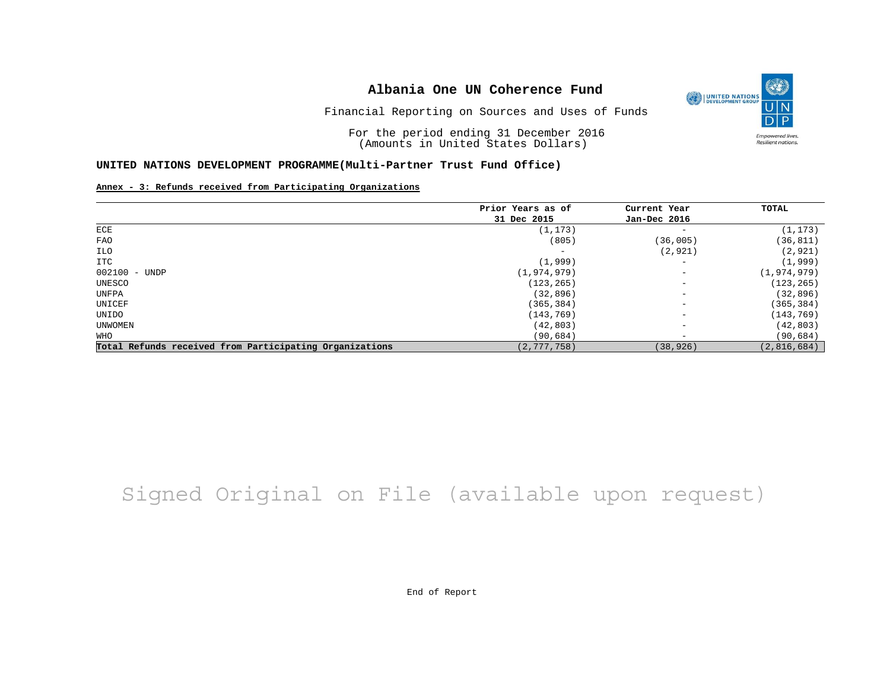# Albania One UN Coherence Fund

Financial Reporting on Sources and Uses of Funds

For the period ending 31 December 2016
(Amounts in United States Dollars)

**UNITED NATIONS DEVELOPMENT PROGRAMME(Multi-Partner Trust Fund Office)**

**Annex - 3: Refunds received from Participating Organizations**

| | Prior Years as of 31 Dec 2015 | Current Year Jan-Dec 2016 | TOTAL |
|---|---|---|---|
| ECE | (1,173) | - | (1,173) |
| FAO | (805) | (36,005) | (36,811) |
| ILO | - | (2,921) | (2,921) |
| ITC | (1,999) | - | (1,999) |
| 002100 - UNDP | (1,974,979) | - | (1,974,979) |
| UNESCO | (123,265) | - | (123,265) |
| UNFPA | (32,896) | - | (32,896) |
| UNICEF | (365,384) | - | (365,384) |
| UNIDO | (143,769) | - | (143,769) |
| UNWOMEN | (42,803) | - | (42,803) |
| WHO | (90,684) | - | (90,684) |
| **Total Refunds received from Participating Organizations** | (2,777,758) | (38,926) | (2,816,684) |

Signed Original on File (available upon request)

End of Report